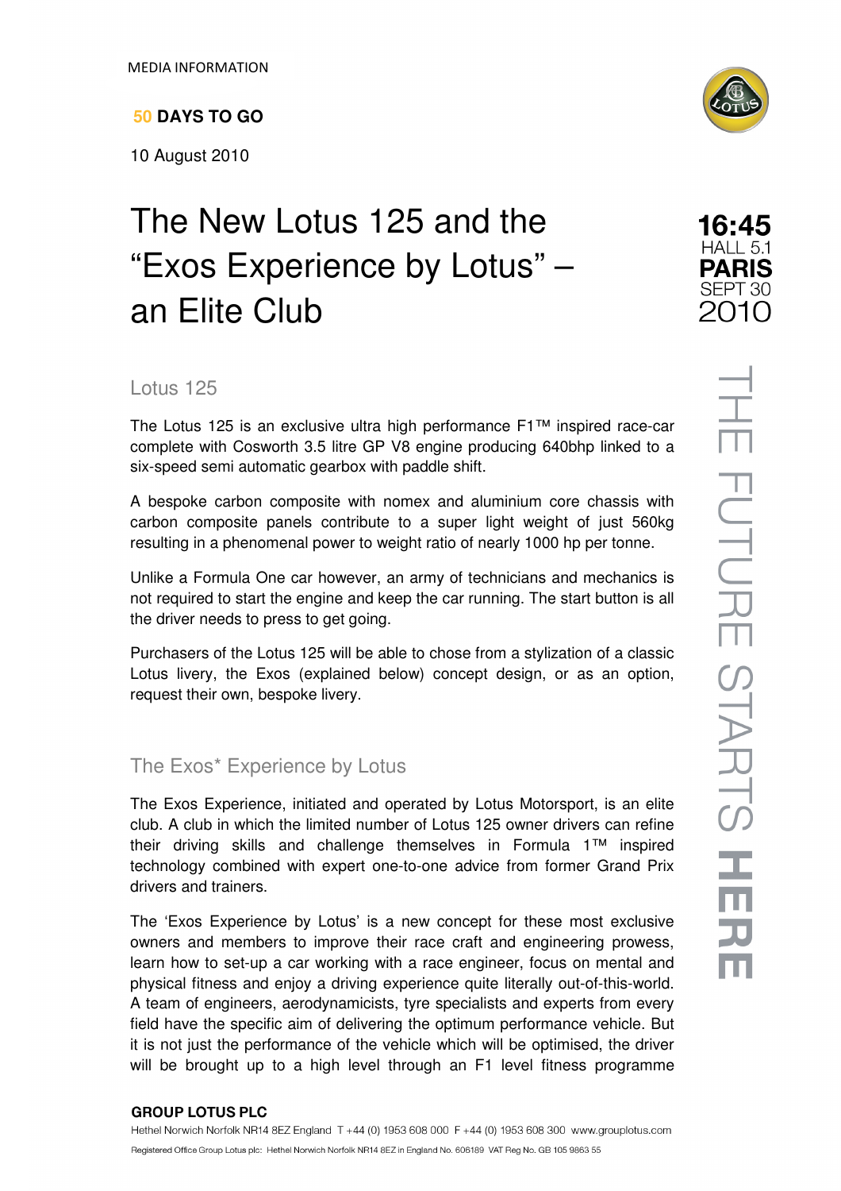MEDIA INFORMATION

**50 DAYS TO GO**

10 August 2010

**16:45** HALL 5.1 **PARIS** SEPT 30 2010

THE FUTURE STARTS **HERE**

# The New Lotus 125 and the "Exos Experience by Lotus" – an Elite Club

## Lotus 125

The Lotus 125 is an exclusive ultra high performance F1™ inspired race-car complete with Cosworth 3.5 litre GP V8 engine producing 640bhp linked to a six-speed semi automatic gearbox with paddle shift.

A bespoke carbon composite with nomex and aluminium core chassis with carbon composite panels contribute to a super light weight of just 560kg resulting in a phenomenal power to weight ratio of nearly 1000 hp per tonne.

Unlike a Formula One car however, an army of technicians and mechanics is not required to start the engine and keep the car running. The start button is all the driver needs to press to get going.

Purchasers of the Lotus 125 will be able to chose from a stylization of a classic Lotus livery, the Exos (explained below) concept design, or as an option, request their own, bespoke livery.

## The Exos* Experience by Lotus

The Exos Experience, initiated and operated by Lotus Motorsport, is an elite club. A club in which the limited number of Lotus 125 owner drivers can refine their driving skills and challenge themselves in Formula 1™ inspired technology combined with expert one-to-one advice from former Grand Prix drivers and trainers.

The 'Exos Experience by Lotus' is a new concept for these most exclusive owners and members to improve their race craft and engineering prowess, learn how to set-up a car working with a race engineer, focus on mental and physical fitness and enjoy a driving experience quite literally out-of-this-world. A team of engineers, aerodynamicists, tyre specialists and experts from every field have the specific aim of delivering the optimum performance vehicle. But it is not just the performance of the vehicle which will be optimised, the driver will be brought up to a high level through an F1 level fitness programme

**GROUP LOTUS PLC**

Hethel Norwich Norfolk NR14 8EZ England T +44 (0) 1953 608 000 F +44 (0) 1953 608 300 www.grouplotus.com

Registered Office Group Lotus plc: Hethel Norwich Norfolk NR14 8EZ in England No. 606189 VAT Reg No. GB 105 9863 55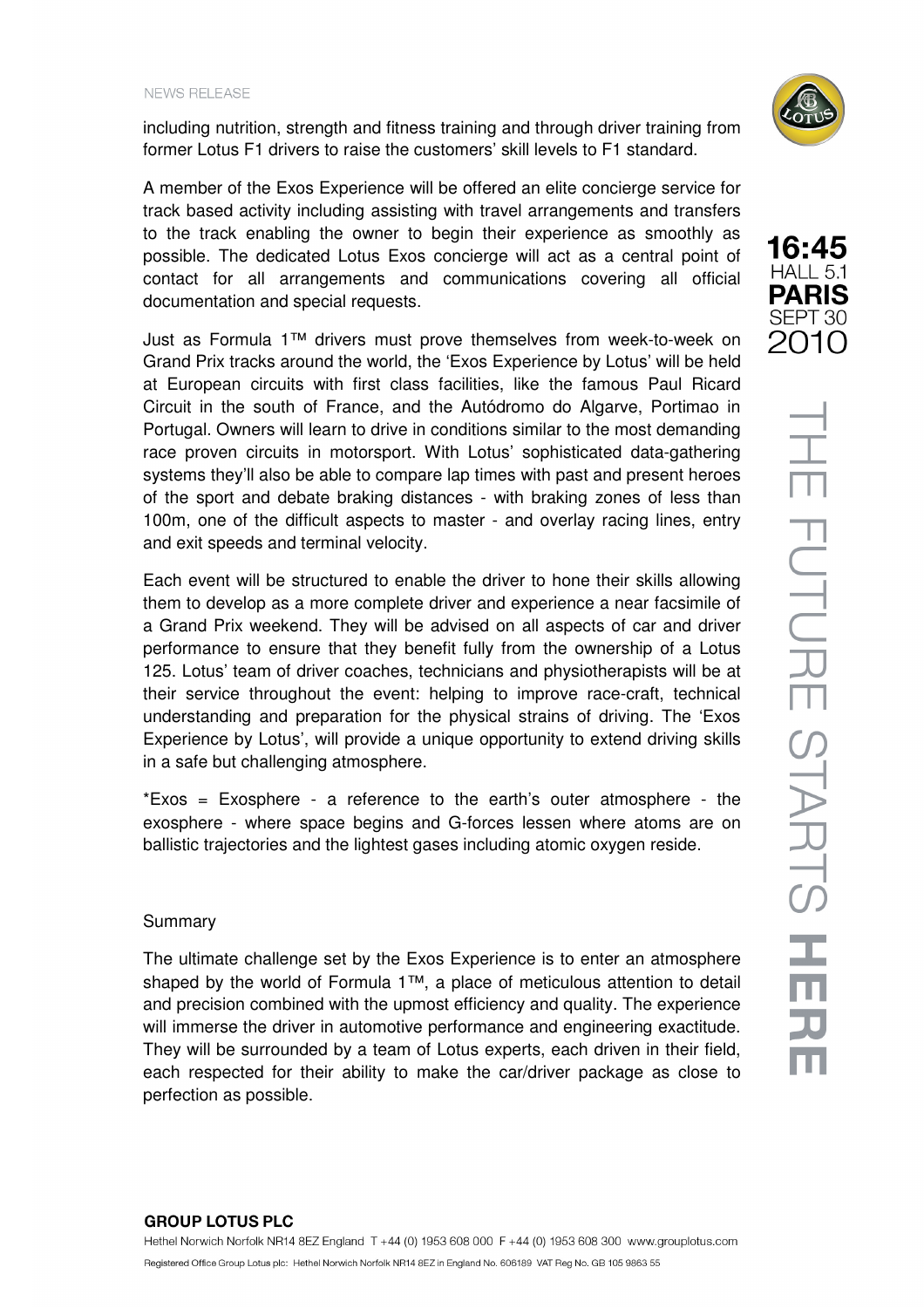including nutrition, strength and fitness training and through driver training from former Lotus F1 drivers to raise the customers' skill levels to F1 standard.

A member of the Exos Experience will be offered an elite concierge service for track based activity including assisting with travel arrangements and transfers to the track enabling the owner to begin their experience as smoothly as possible. The dedicated Lotus Exos concierge will act as a central point of contact for all arrangements and communications covering all official documentation and special requests.

Just as Formula 1™ drivers must prove themselves from week-to-week on Grand Prix tracks around the world, the 'Exos Experience by Lotus' will be held at European circuits with first class facilities, like the famous Paul Ricard Circuit in the south of France, and the Autódromo do Algarve, Portimao in Portugal. Owners will learn to drive in conditions similar to the most demanding race proven circuits in motorsport. With Lotus' sophisticated data-gathering systems they'll also be able to compare lap times with past and present heroes of the sport and debate braking distances - with braking zones of less than 100m, one of the difficult aspects to master - and overlay racing lines, entry and exit speeds and terminal velocity.

Each event will be structured to enable the driver to hone their skills allowing them to develop as a more complete driver and experience a near facsimile of a Grand Prix weekend. They will be advised on all aspects of car and driver performance to ensure that they benefit fully from the ownership of a Lotus 125. Lotus' team of driver coaches, technicians and physiotherapists will be at their service throughout the event: helping to improve race-craft, technical understanding and preparation for the physical strains of driving. The 'Exos Experience by Lotus', will provide a unique opportunity to extend driving skills in a safe but challenging atmosphere.

*Exos = Exosphere - a reference to the earth's outer atmosphere - the exosphere - where space begins and G-forces lessen where atoms are on ballistic trajectories and the lightest gases including atomic oxygen reside.

Summary

The ultimate challenge set by the Exos Experience is to enter an atmosphere shaped by the world of Formula 1™, a place of meticulous attention to detail and precision combined with the upmost efficiency and quality. The experience will immerse the driver in automotive performance and engineering exactitude. They will be surrounded by a team of Lotus experts, each driven in their field, each respected for their ability to make the car/driver package as close to perfection as possible.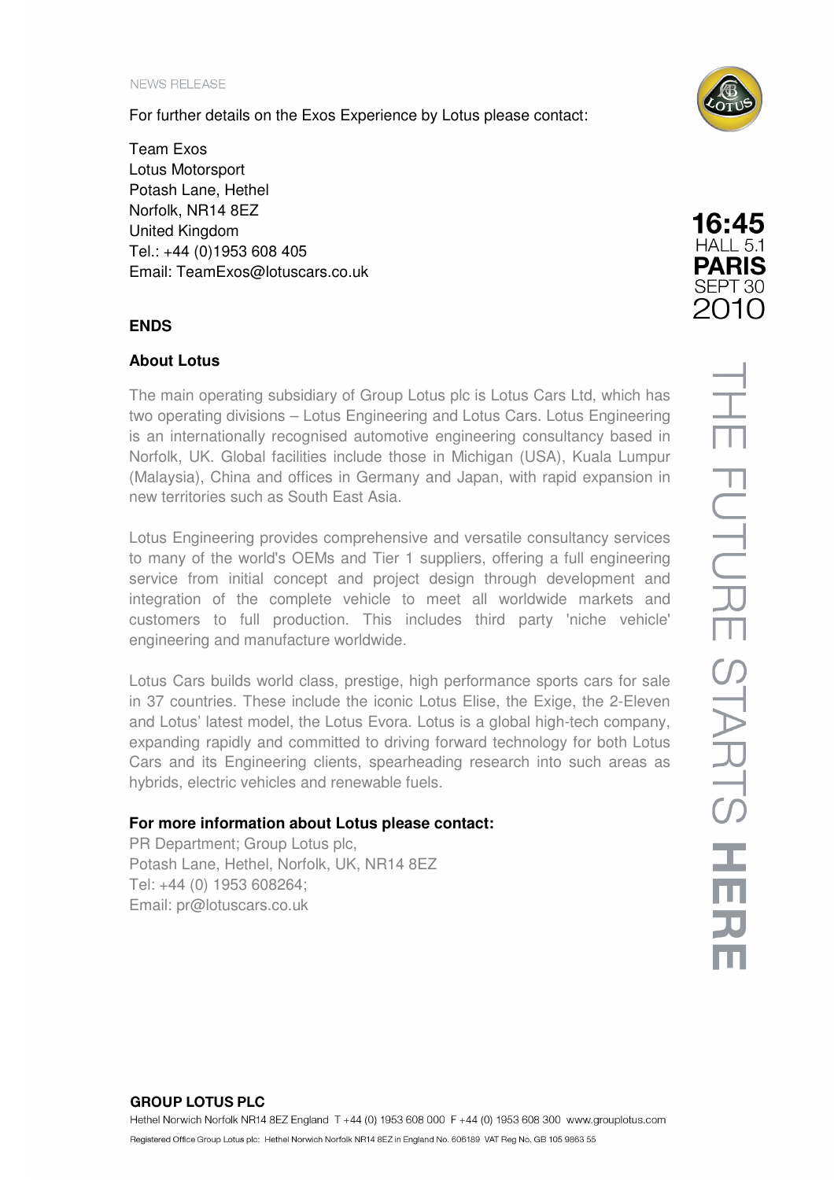NEWS RELEASE

For further details on the Exos Experience by Lotus please contact:

Team Exos
Lotus Motorsport
Potash Lane, Hethel
Norfolk, NR14 8EZ
United Kingdom
Tel.: +44 (0)1953 608 405
Email: TeamExos@lotuscars.co.uk

16:45
HALL 5.1
PARIS
SEPT 30
2010

**ENDS**

**About Lotus**

The main operating subsidiary of Group Lotus plc is Lotus Cars Ltd, which has two operating divisions – Lotus Engineering and Lotus Cars. Lotus Engineering is an internationally recognised automotive engineering consultancy based in Norfolk, UK. Global facilities include those in Michigan (USA), Kuala Lumpur (Malaysia), China and offices in Germany and Japan, with rapid expansion in new territories such as South East Asia.

Lotus Engineering provides comprehensive and versatile consultancy services to many of the world's OEMs and Tier 1 suppliers, offering a full engineering service from initial concept and project design through development and integration of the complete vehicle to meet all worldwide markets and customers to full production. This includes third party 'niche vehicle' engineering and manufacture worldwide.

Lotus Cars builds world class, prestige, high performance sports cars for sale in 37 countries. These include the iconic Lotus Elise, the Exige, the 2-Eleven and Lotus' latest model, the Lotus Evora. Lotus is a global high-tech company, expanding rapidly and committed to driving forward technology for both Lotus Cars and its Engineering clients, spearheading research into such areas as hybrids, electric vehicles and renewable fuels.

**For more information about Lotus please contact:**
PR Department; Group Lotus plc,
Potash Lane, Hethel, Norfolk, UK, NR14 8EZ
Tel: +44 (0) 1953 608264;
Email: pr@lotuscars.co.uk

THE FUTURE STARTS **HERE**

**GROUP LOTUS PLC**
Hethel Norwich Norfolk NR14 8EZ England T +44 (0) 1953 608 000 F +44 (0) 1953 608 300 www.grouplotus.com
Registered Office Group Lotus plc: Hethel Norwich Norfolk NR14 8EZ in England No. 606189 VAT Reg No. GB 105 9863 55